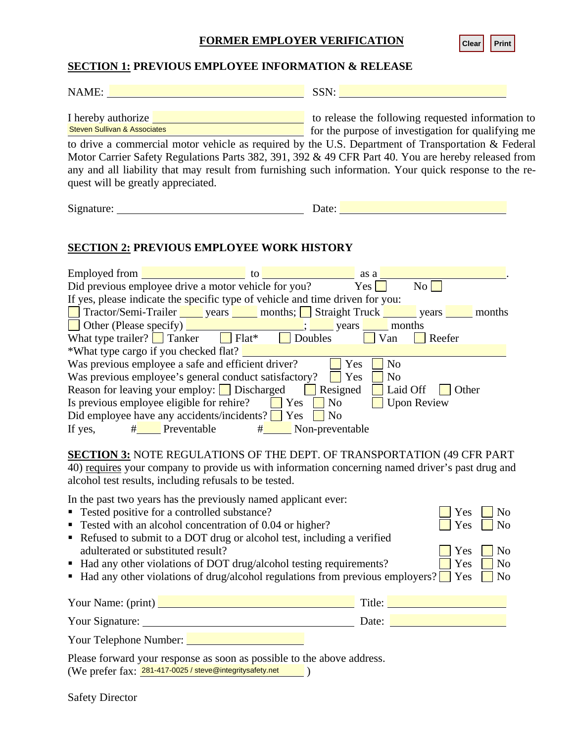# FORMER EMPLOYER VERIFICATION

Clear Print

## SECTION 1: PREVIOUS EMPLOYEE INFORMATION & RELEASE

NAME: ______________________ SSN: ______________________

I hereby authorize ______________________ to release the following requested information to Steven Sullivan & Associates for the purpose of investigation for qualifying me to drive a commercial motor vehicle as required by the U.S. Department of Transportation & Federal Motor Carrier Safety Regulations Parts 382, 391, 392 & 49 CFR Part 40. You are hereby released from any and all liability that may result from furnishing such information. Your quick response to the request will be greatly appreciated.

Signature: ______________________ Date: ______________________

## SECTION 2: PREVIOUS EMPLOYEE WORK HISTORY

Employed from ______________ to ______________ as a ______________.

Did previous employee drive a motor vehicle for you? ☐ Yes ☐ No

If yes, please indicate the specific type of vehicle and time driven for you:

☐ Tractor/Semi-Trailer ____ years ____ months; ☐ Straight Truck ____ years ____ months

☐ Other (Please specify) ______________; ____ years ____ months

What type trailer? ☐ Tanker ☐ Flat* ☐ Doubles ☐ Van ☐ Reefer

*What type cargo if you checked flat? ______________________

Was previous employee a safe and efficient driver? ☐ Yes ☐ No

Was previous employee's general conduct satisfactory? ☐ Yes ☐ No

Reason for leaving your employ: ☐ Discharged ☐ Resigned ☐ Laid Off ☐ Other

Is previous employee eligible for rehire? ☐ Yes ☐ No ☐ Upon Review

Did employee have any accidents/incidents? ☐ Yes ☐ No

If yes, #____ Preventable #____ Non-preventable

## SECTION 3: NOTE REGULATIONS OF THE DEPT. OF TRANSPORTATION (49 CFR PART 40) requires your company to provide us with information concerning named driver's past drug and alcohol test results, including refusals to be tested.

In the past two years has the previously named applicant ever:

- Tested positive for a controlled substance? ☐ Yes ☐ No
- Tested with an alcohol concentration of 0.04 or higher? ☐ Yes ☐ No
- Refused to submit to a DOT drug or alcohol test, including a verified adulterated or substituted result? ☐ Yes ☐ No
- Had any other violations of DOT drug/alcohol testing requirements? ☐ Yes ☐ No
- Had any other violations of drug/alcohol regulations from previous employers? ☐ Yes ☐ No

Your Name: (print) ______________________ Title: ______________________

Your Signature: ______________________ Date: ______________________

Your Telephone Number: ______________________

Please forward your response as soon as possible to the above address.
(We prefer fax: 281-417-0025 / steve@integritysafety.net )

Safety Director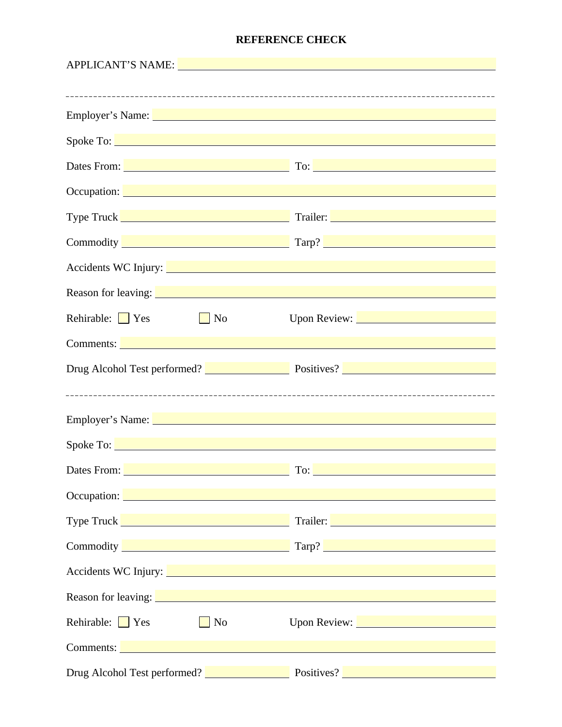# REFERENCE CHECK

APPLICANT'S NAME: ____________________

---

Employer's Name: ____________________

Spoke To: ____________________

Dates From: ____________________ To: ____________________

Occupation: ____________________

Type Truck ____________________ Trailer: ____________________

Commodity ____________________ Tarp? ____________________

Accidents WC Injury: ____________________

Reason for leaving: ____________________

Rehirable: ☐ Yes ☐ No Upon Review: ____________________

Comments: ____________________

Drug Alcohol Test performed? ____________________ Positives? ____________________

---

Employer's Name: ____________________

Spoke To: ____________________

Dates From: ____________________ To: ____________________

Occupation: ____________________

Type Truck ____________________ Trailer: ____________________

Commodity ____________________ Tarp? ____________________

Accidents WC Injury: ____________________

Reason for leaving: ____________________

Rehirable: ☐ Yes ☐ No Upon Review: ____________________

Comments: ____________________

Drug Alcohol Test performed? ____________________ Positives? ____________________